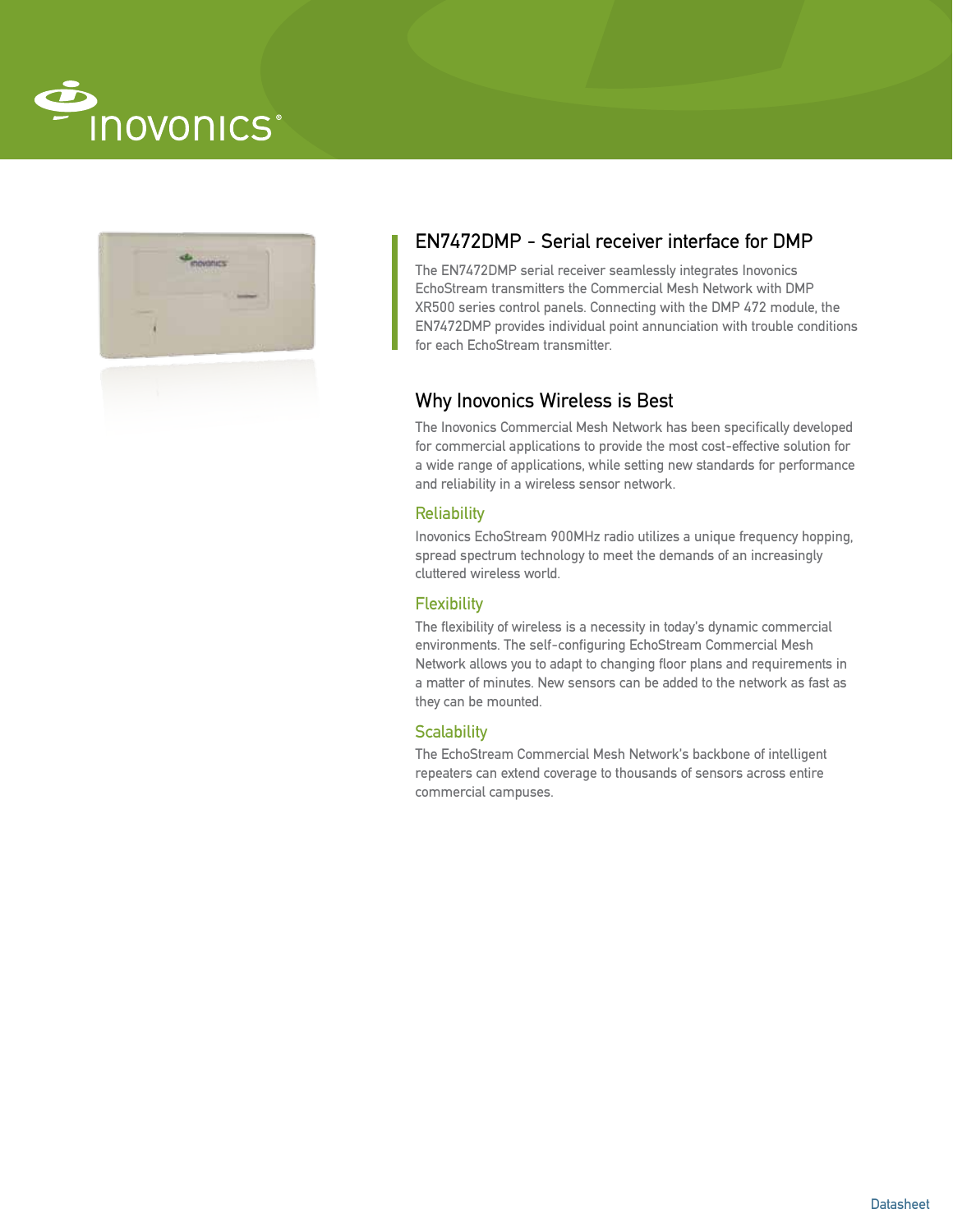# EN7472DMP - Serial receiver interface for DMP

The EN7472DMP serial receiver seamlessly integrates Inovonics EchoStream transmitters the Commercial Mesh Network with DMP XR500 series control panels. Connecting with the DMP 472 module, the EN7472DMP provides individual point annunciation with trouble conditions for each EchoStream transmitter.

## Why Inovonics Wireless is Best

The Inovonics Commercial Mesh Network has been specifically developed for commercial applications to provide the most cost-effective solution for a wide range of applications, while setting new standards for performance and reliability in a wireless sensor network.

### Reliability

Inovonics EchoStream 900MHz radio utilizes a unique frequency hopping, spread spectrum technology to meet the demands of an increasingly cluttered wireless world.

### Flexibility

The flexibility of wireless is a necessity in today's dynamic commercial environments. The self-configuring EchoStream Commercial Mesh Network allows you to adapt to changing floor plans and requirements in a matter of minutes. New sensors can be added to the network as fast as they can be mounted.

### Scalability

The EchoStream Commercial Mesh Network's backbone of intelligent repeaters can extend coverage to thousands of sensors across entire commercial campuses.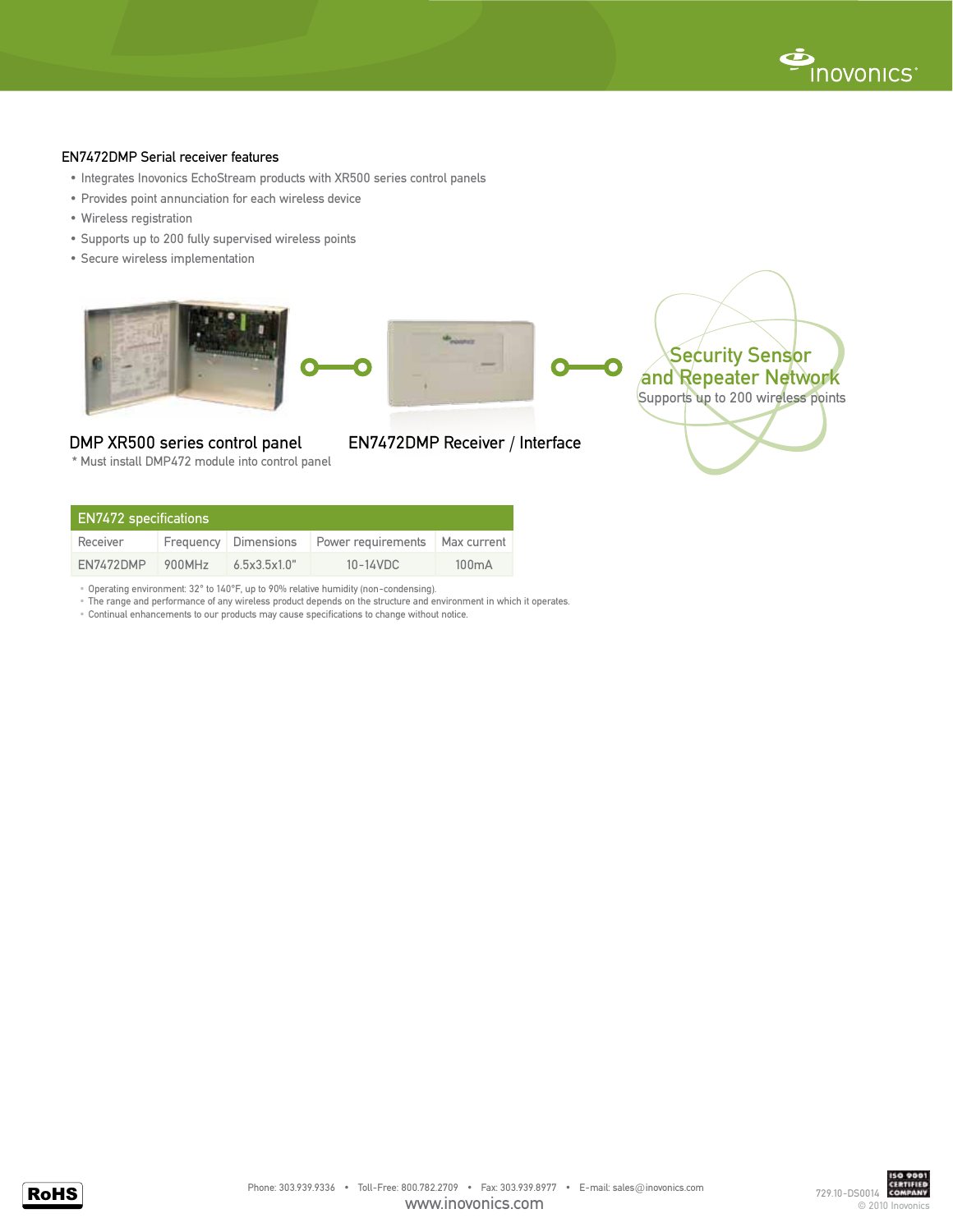## EN7472DMP Serial receiver features

- Integrates Inovonics EchoStream products with XR500 series control panels
- Provides point annunciation for each wireless device
- Wireless registration
- Supports up to 200 fully supervised wireless points
- Secure wireless implementation

DMP XR500 series control panel

* Must install DMP472 module into control panel

EN7472DMP Receiver / Interface

Security Sensor and Repeater Network

Supports up to 200 wireless points

| EN7472 specifications | | | | |
|---|---|---|---|---|
| Receiver | Frequency | Dimensions | Power requirements | Max current |
| EN7472DMP | 900MHz | 6.5x3.5x1.0" | 10-14VDC | 100mA |

- Operating environment: 32° to 140°F, up to 90% relative humidity (non-condensing).
- The range and performance of any wireless product depends on the structure and environment in which it operates.
- Continual enhancements to our products may cause specifications to change without notice.

RoHS

Phone: 303.939.9336 • Toll-Free: 800.782.2709 • Fax: 303.939.8977 • E-mail: sales@inovonics.com

www.inovonics.com

729.10-DS0014

ISO 9001 CERTIFIED COMPANY

© 2010 Inovonics